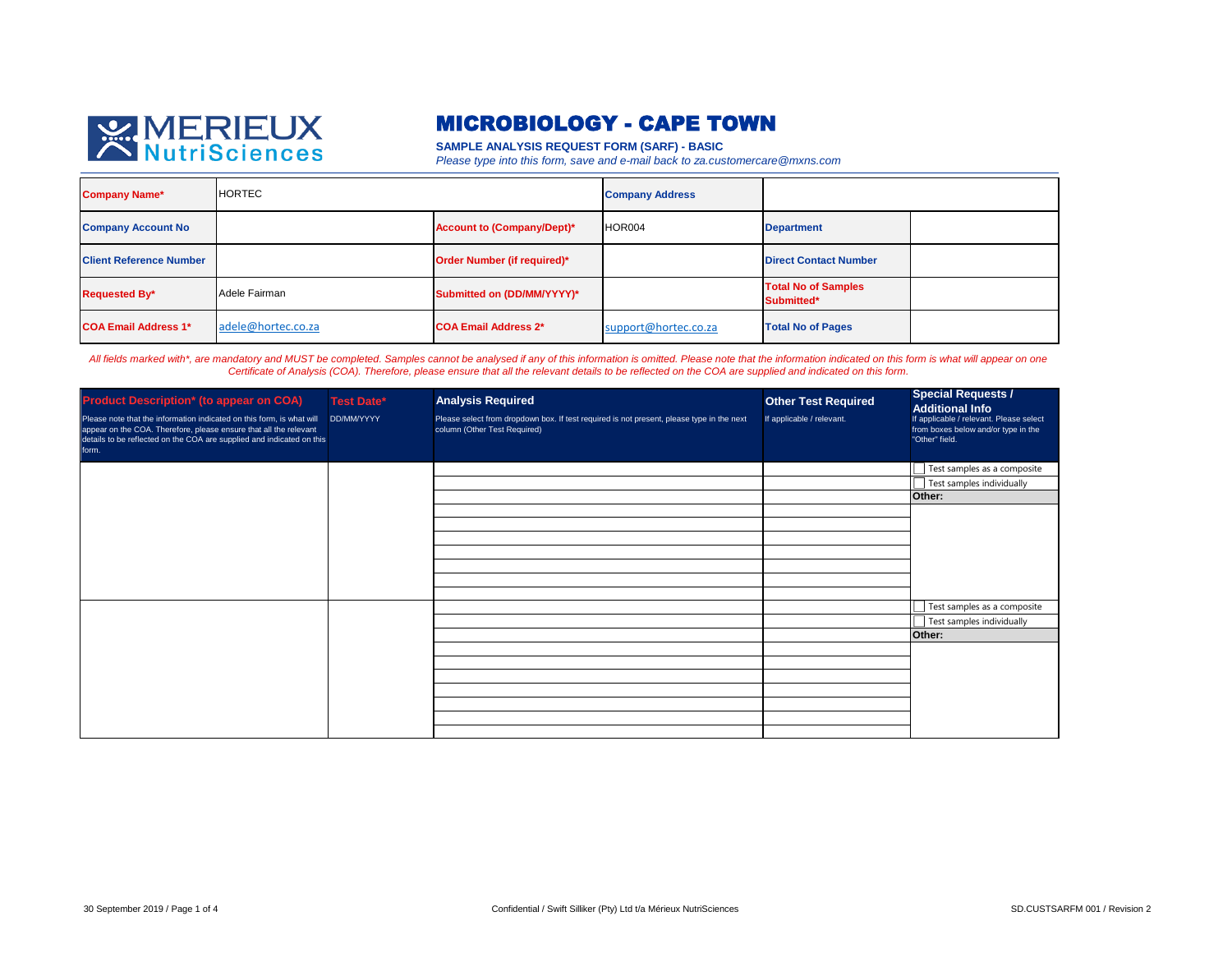MERIEUX NutriSciences

# MICROBIOLOGY - CAPE TOWN

**SAMPLE ANALYSIS REQUEST FORM (SARF) - BASIC**

*Please type into this form, save and e-mail back to za.customercare@mxns.com*

| | | | | | |
|---|---|---|---|---|---|
| **Company Name*** | HORTEC | | | **Company Address** | |
| **Company Account No** | | **Account to (Company/Dept)*** | HOR004 | **Department** | |
| **Client Reference Number** | | **Order Number (if required)*** | | **Direct Contact Number** | |
| **Requested By*** | Adele Fairman | **Submitted on (DD/MM/YYYY)*** | | **Total No of Samples Submitted*** | |
| **COA Email Address 1*** | adele@hortec.co.za | **COA Email Address 2*** | support@hortec.co.za | **Total No of Pages** | |

*All fields marked with*, are mandatory and MUST be completed. Samples cannot be analysed if any of this information is omitted. Please note that the information indicated on this form is what will appear on one Certificate of Analysis (COA). Therefore, please ensure that all the relevant details to be reflected on the COA are supplied and indicated on this form.*

| **Product Description* (to appear on COA)** Please note that the information indicated on this form, is what will appear on the COA. Therefore, please ensure that all the relevant details to be reflected on the COA are supplied and indicated on this form. | **Test Date*** DD/MM/YYYY | **Analysis Required** Please select from dropdown box. If test required is not present, please type in the next column (Other Test Required) | **Other Test Required** If applicable / relevant. | **Special Requests / Additional Info** If applicable / relevant. Please select from boxes below and/or type in the "Other" field. |
|---|---|---|---|---|
| | | | | ☐ Test samples as a composite |
| | | | | ☐ Test samples individually |
| | | | | **Other:** |
| | | | | |
| | | | | |
| | | | | |
| | | | | |
| | | | | |
| | | | | |
| | | | | |
| | | | | ☐ Test samples as a composite |
| | | | | ☐ Test samples individually |
| | | | | **Other:** |
| | | | | |
| | | | | |
| | | | | |
| | | | | |
| | | | | |
| | | | | |
| | | | | |

30 September 2019 / Page 1 of 4 — Confidential / Swift Silliker (Pty) Ltd t/a Mérieux NutriSciences — SD.CUSTSARFM 001 / Revision 2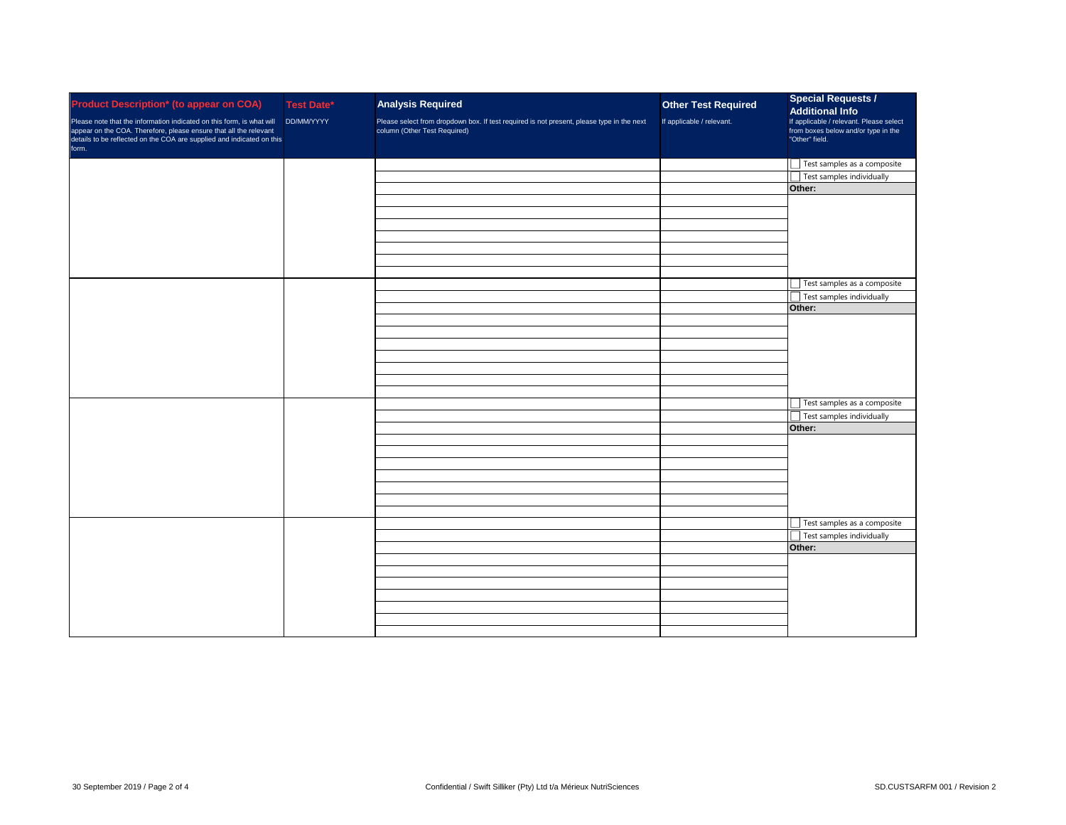| **Product Description* (to appear on COA)** Please note that the information indicated on this form, is what will appear on the COA. Therefore, please ensure that all the relevant details to be reflected on the COA are supplied and indicated on this form. | **Test Date*** DD/MM/YYYY | **Analysis Required** Please select from dropdown box. If test required is not present, please type in the next column (Other Test Required) | **Other Test Required** If applicable / relevant. | **Special Requests / Additional Info** If applicable / relevant. Please select from boxes below and/or type in the "Other" field. |
|---|---|---|---|---|
| | | | | ☐ Test samples as a composite |
| | | | | ☐ Test samples individually |
| | | | | **Other:** |
| | | | | |
| | | | | |
| | | | | |
| | | | | |
| | | | | |
| | | | | |
| | | | | |
| | | | | ☐ Test samples as a composite |
| | | | | ☐ Test samples individually |
| | | | | **Other:** |
| | | | | |
| | | | | |
| | | | | |
| | | | | |
| | | | | |
| | | | | |
| | | | | |
| | | | | ☐ Test samples as a composite |
| | | | | ☐ Test samples individually |
| | | | | **Other:** |
| | | | | |
| | | | | |
| | | | | |
| | | | | |
| | | | | |
| | | | | |
| | | | | |
| | | | | ☐ Test samples as a composite |
| | | | | ☐ Test samples individually |
| | | | | **Other:** |
| | | | | |
| | | | | |
| | | | | |
| | | | | |
| | | | | |
| | | | | |
| | | | | |

Confidential / Swift Silliker (Pty) Ltd t/a Mérieux NutriSciences

SD.CUSTSARFM 001 / Revision 2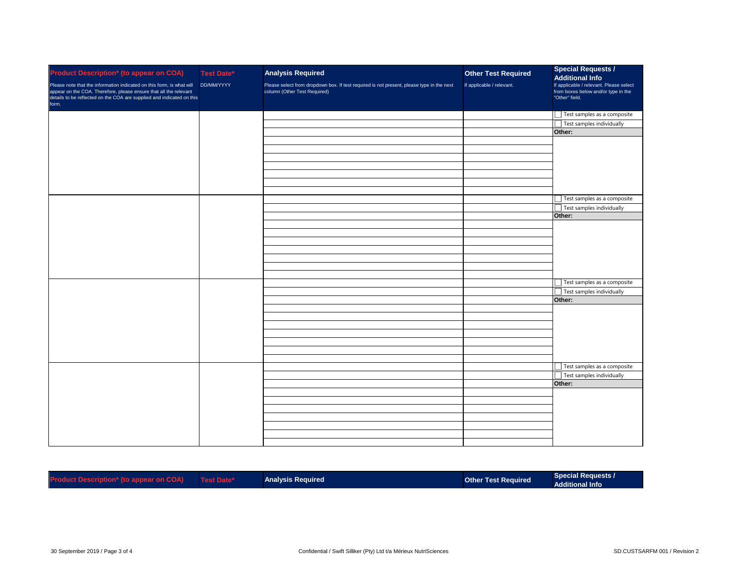| Product Description* (to appear on COA) Please note that the information indicated on this form, is what will appear on the COA. Therefore, please ensure that all the relevant details to be reflected on the COA are supplied and indicated on this form. | Test Date* DD/MM/YYYY | Analysis Required Please select from dropdown box. If test required is not present, please type in the next column (Other Test Required) | Other Test Required If applicable / relevant. | Special Requests / Additional Info If applicable / relevant. Please select from boxes below and/or type in the "Other" field. |
|---|---|---|---|---|
| | | | | ☐ Test samples as a composite |
| | | | | ☐ Test samples individually |
| | | | | Other: |
| | | | | |
| | | | | |
| | | | | |
| | | | | |
| | | | | |
| | | | | |
| | | | | |
| | | | | ☐ Test samples as a composite |
| | | | | ☐ Test samples individually |
| | | | | Other: |
| | | | | |
| | | | | |
| | | | | |
| | | | | |
| | | | | |
| | | | | |
| | | | | |
| | | | | ☐ Test samples as a composite |
| | | | | ☐ Test samples individually |
| | | | | Other: |
| | | | | |
| | | | | |
| | | | | |
| | | | | |
| | | | | |
| | | | | |
| | | | | |
| | | | | ☐ Test samples as a composite |
| | | | | ☐ Test samples individually |
| | | | | Other: |
| | | | | |
| | | | | |
| | | | | |
| | | | | |
| | | | | |
| | | | | |
| | | | | |

| Product Description* (to appear on COA) | Test Date* | Analysis Required | Other Test Required | Special Requests / Additional Info |
|---|---|---|---|---|

Confidential / Swift Silliker (Pty) Ltd t/a Mérieux NutriSciences

SD.CUSTSARFM 001 / Revision 2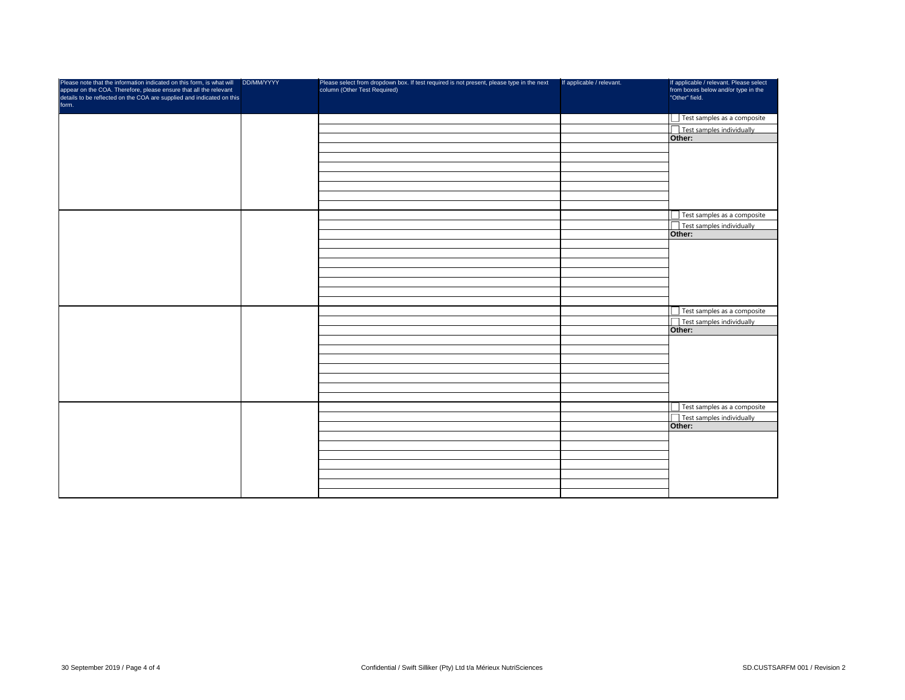| Please note that the information indicated on this form, is what will appear on the COA. Therefore, please ensure that all the relevant details to be reflected on the COA are supplied and indicated on this form. | DD/MM/YYYY | Please select from dropdown box. If test required is not present, please type in the next column (Other Test Required) | If applicable / relevant. | If applicable / relevant. Please select from boxes below and/or type in the "Other" field. |
|---|---|---|---|---|
| | | | | ☐ Test samples as a composite |
| | | | | ☐ Test samples individually |
| | | | | Other: |
| | | | | |
| | | | | |
| | | | | |
| | | | | |
| | | | | |
| | | | | |
| | | | | |
| | | | | ☐ Test samples as a composite |
| | | | | ☐ Test samples individually |
| | | | | Other: |
| | | | | |
| | | | | |
| | | | | |
| | | | | |
| | | | | |
| | | | | |
| | | | | |
| | | | | ☐ Test samples as a composite |
| | | | | ☐ Test samples individually |
| | | | | Other: |
| | | | | |
| | | | | |
| | | | | |
| | | | | |
| | | | | |
| | | | | |
| | | | | |
| | | | | ☐ Test samples as a composite |
| | | | | ☐ Test samples individually |
| | | | | Other: |
| | | | | |
| | | | | |
| | | | | |
| | | | | |
| | | | | |
| | | | | |
| | | | | |

Confidential / Swift Silliker (Pty) Ltd t/a Mérieux NutriSciences